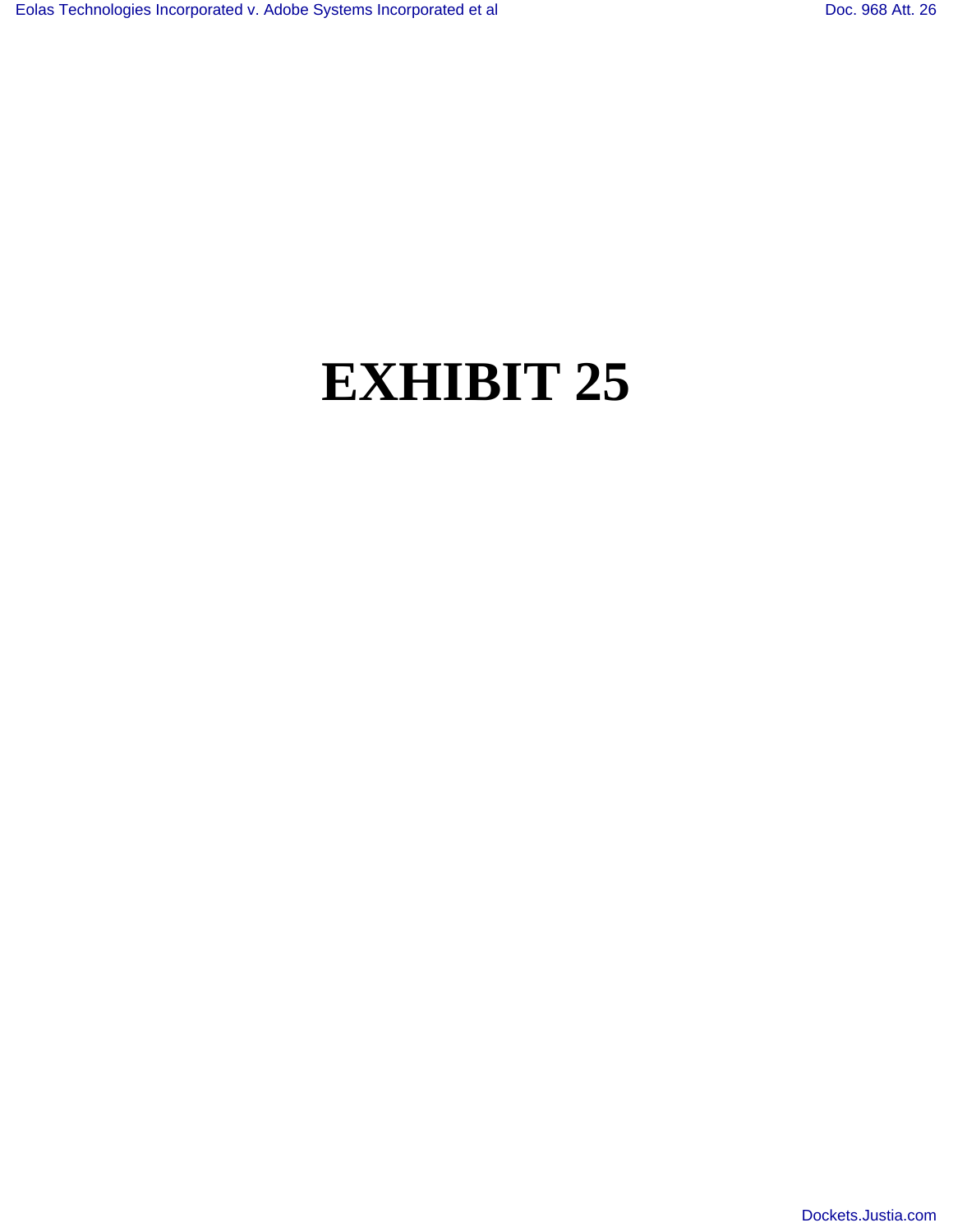# EXHIBIT 25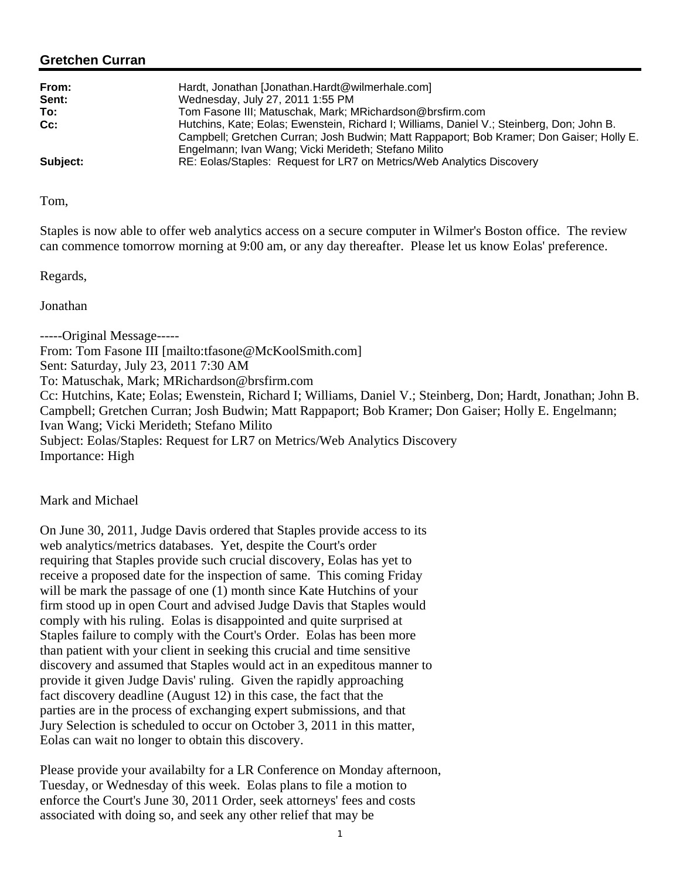## Gretchen Curran

| | |
|---|---|
| **From:** | Hardt, Jonathan [Jonathan.Hardt@wilmerhale.com] |
| **Sent:** | Wednesday, July 27, 2011 1:55 PM |
| **To:** | Tom Fasone III; Matuschak, Mark; MRichardson@brsfirm.com |
| **Cc:** | Hutchins, Kate; Eolas; Ewenstein, Richard I; Williams, Daniel V.; Steinberg, Don; John B. Campbell; Gretchen Curran; Josh Budwin; Matt Rappaport; Bob Kramer; Don Gaiser; Holly E. Engelmann; Ivan Wang; Vicki Merideth; Stefano Milito |
| **Subject:** | RE: Eolas/Staples: Request for LR7 on Metrics/Web Analytics Discovery |

Tom,

Staples is now able to offer web analytics access on a secure computer in Wilmer's Boston office. The review can commence tomorrow morning at 9:00 am, or any day thereafter. Please let us know Eolas' preference.

Regards,

Jonathan

-----Original Message-----
From: Tom Fasone III [mailto:tfasone@McKoolSmith.com]
Sent: Saturday, July 23, 2011 7:30 AM
To: Matuschak, Mark; MRichardson@brsfirm.com
Cc: Hutchins, Kate; Eolas; Ewenstein, Richard I; Williams, Daniel V.; Steinberg, Don; Hardt, Jonathan; John B. Campbell; Gretchen Curran; Josh Budwin; Matt Rappaport; Bob Kramer; Don Gaiser; Holly E. Engelmann; Ivan Wang; Vicki Merideth; Stefano Milito
Subject: Eolas/Staples: Request for LR7 on Metrics/Web Analytics Discovery
Importance: High

Mark and Michael

On June 30, 2011, Judge Davis ordered that Staples provide access to its web analytics/metrics databases. Yet, despite the Court's order requiring that Staples provide such crucial discovery, Eolas has yet to receive a proposed date for the inspection of same. This coming Friday will be mark the passage of one (1) month since Kate Hutchins of your firm stood up in open Court and advised Judge Davis that Staples would comply with his ruling. Eolas is disappointed and quite surprised at Staples failure to comply with the Court's Order. Eolas has been more than patient with your client in seeking this crucial and time sensitive discovery and assumed that Staples would act in an expeditous manner to provide it given Judge Davis' ruling. Given the rapidly approaching fact discovery deadline (August 12) in this case, the fact that the parties are in the process of exchanging expert submissions, and that Jury Selection is scheduled to occur on October 3, 2011 in this matter, Eolas can wait no longer to obtain this discovery.

Please provide your availabilty for a LR Conference on Monday afternoon, Tuesday, or Wednesday of this week. Eolas plans to file a motion to enforce the Court's June 30, 2011 Order, seek attorneys' fees and costs associated with doing so, and seek any other relief that may be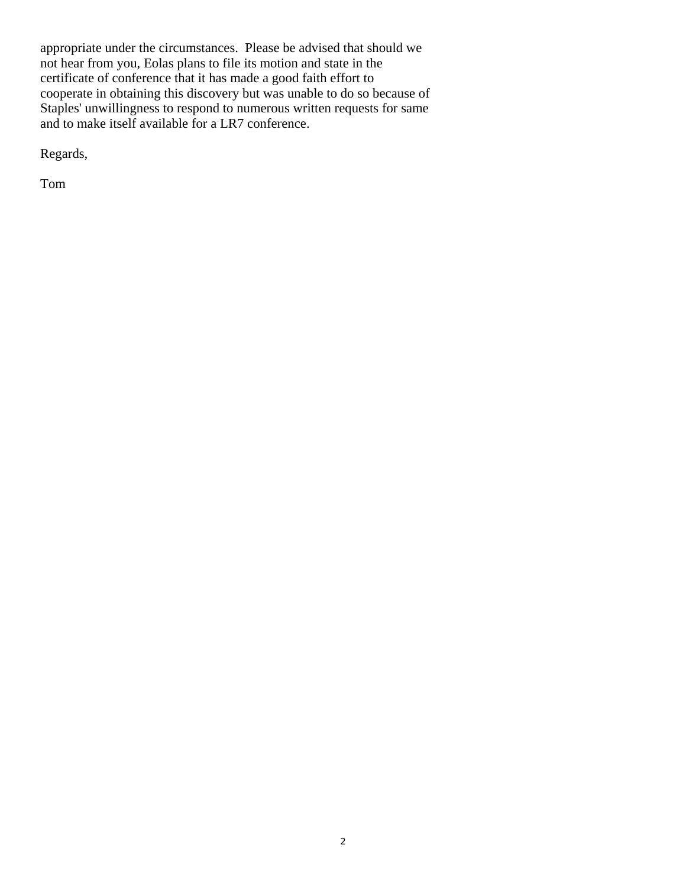appropriate under the circumstances. Please be advised that should we not hear from you, Eolas plans to file its motion and state in the certificate of conference that it has made a good faith effort to cooperate in obtaining this discovery but was unable to do so because of Staples' unwillingness to respond to numerous written requests for same and to make itself available for a LR7 conference.

Regards,

Tom